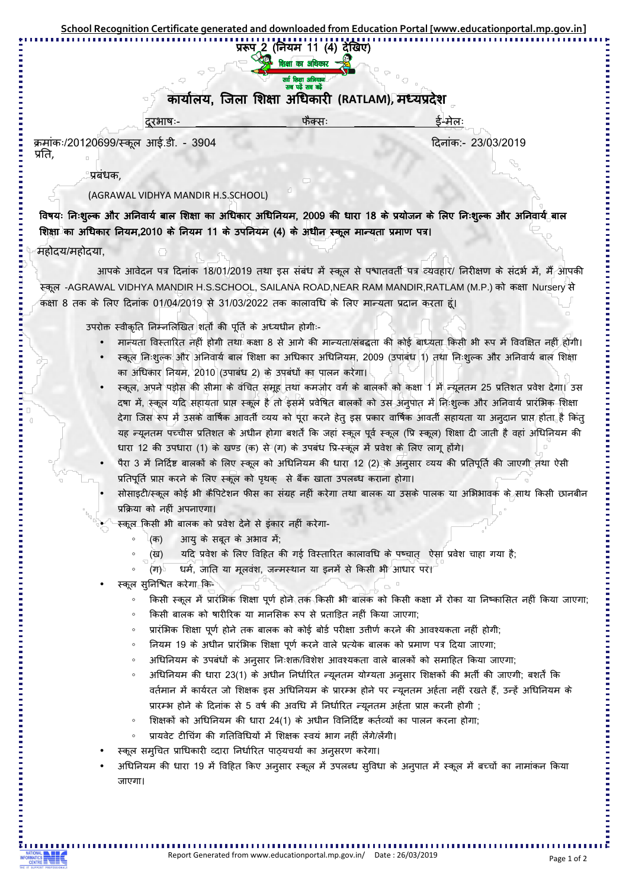School Recognition Certificate generated and downloaded from Education Portal [www.educationportal.mp.gov.in]

प्ररूप 2 (नियम 11 (4) देखिए)

शिक्षा का अधिकार

सर्व शिक्षा अभियान
सब पढ़ें सब बढ़ें

## कार्यालय, जिला शिक्षा अधिकारी (RATLAM), मध्यप्रदेश

दूरभाषः- फैक्सः ई-मेलः

क्रमांकः/20120699/स्कूल आई.डी. - 3904 दिनांकः- 23/03/2019

प्रति,

प्रबंधक,

(AGRAWAL VIDHYA MANDIR H.S.SCHOOL)

**विषयः निःशुल्क और अनिवार्य बाल शिक्षा का अधिकार अधिनियम, 2009 की धारा 18 के प्रयोजन के लिए निःशुल्क और अनिवार्य बाल शिक्षा का अधिकार नियम,2010 के नियम 11 के उपनियम (4) के अधीन स्कूल मान्यता प्रमाण पत्र।**

महोदय/महोदया,

आपके आवेदन पत्र दिनांक 18/01/2019 तथा इस संबंध में स्कूल से पश्चातवर्ती पत्र व्यवहार/ निरीक्षण के संदर्भ में, मैं आपकी स्कूल -AGRAWAL VIDHYA MANDIR H.S.SCHOOL, SAILANA ROAD,NEAR RAM MANDIR,RATLAM (M.P.) को कक्षा Nursery से कक्षा 8 तक के लिए दिनांक 01/04/2019 से 31/03/2022 तक कालावधि के लिए मान्यता प्रदान करता हूं।

उपरोक्त स्वीकृति निम्नलिखित शर्तों की पूर्ति के अध्यधीन होगीः-

- मान्यता विस्तारित नहीं होगी तथा कक्षा 8 से आगे की मान्यता/संबद्धता की कोई बाध्यता किसी भी रूप में विवक्षित नहीं होगी।
- स्कूल निःशुल्क और अनिवार्य बाल शिक्षा का अधिकार अधिनियम, 2009 (उपाबंध 1) तथा निःशुल्क और अनिवार्य बाल शिक्षा का अधिकार नियम, 2010 (उपाबंध 2) के उपबंधों का पालन करेगा।
- स्कूल, अपने पड़ोस की सीमा के वंचित समूह तथा कमजोर वर्ग के बालकों को कक्षा 1 में न्यूनतम 25 प्रतिशत प्रवेश देगा। उस दषा में, स्कूल यदि सहायता प्राप्त स्कूल है तो इसमें प्रवेषित बालकों को उस अनुपात में निःशुल्क और अनिवार्य प्रारंभिक शिक्षा देगा जिस रूप में उसके वार्षिक आवर्ती व्यय को पूरा करने हेतु इस प्रकार वार्षिक आवर्ती सहायता या अनुदान प्राप्त होता है किंतु यह न्यूनतम पच्चीस प्रतिशत के अधीन होगा बशर्ते कि जहां स्कूल पूर्व स्कूल (प्रि स्कूल) शिक्षा दी जाती है वहां अधिनियम की धारा 12 की उपधारा (1) के खण्ड (क) से (ग) के उपबंध प्रि-स्कूल में प्रवेश के लिए लागू होंगे।
- पैरा 3 में निर्दिष्ट बालकों के लिए स्कूल को अधिनियम की धारा 12 (2) के अनुसार व्यय की प्रतिपूर्ति की जाएगी तथा ऐसी प्रतिपूर्ति प्राप्त करने के लिए स्कूल को पृथक् से बैंक खाता उपलब्ध कराना होगा।
- सोसाइटी/स्कूल कोई भी कैपिटेशन फीस का संग्रह नहीं करेगा तथा बालक या उसके पालक या अभिभावक के साथ किसी छानबीन प्रक्रिया को नहीं अपनाएगा।
- स्कूल किसी भी बालक को प्रवेश देने से इंकार नहीं करेगा-
  - (क) आयु के सबूत के अभाव में;
  - (ख) यदि प्रवेश के लिए विहित की गई विस्तारित कालावधि के पष्चात् ऐसा प्रवेश चाहा गया है;
  - (ग) धर्म, जाति या मूलवंश, जन्मस्थान या इनमें से किसी भी आधार पर।
- स्कूल सुनिश्चित करेगा कि-
  - किसी स्कूल में प्रारंभिक शिक्षा पूर्ण होने तक किसी भी बालक को किसी कक्षा में रोका या निष्कासित नहीं किया जाएगा;
  - किसी बालक को षारीरिक या मानसिक रूप से प्रताड़ित नहीं किया जाएगा;
  - प्रारंभिक शिक्षा पूर्ण होने तक बालक को कोई बोर्ड परीक्षा उत्तीर्ण करने की आवश्यकता नहीं होगी;
  - नियम 19 के अधीन प्रारंभिक शिक्षा पूर्ण करने वाले प्रत्येक बालक को प्रमाण पत्र दिया जाएगा;
  - अधिनियम के उपबंधों के अनुसार निःशक्त/विशेश आवश्यकता वाले बालकों को समाहित किया जाएगा;
  - अधिनियम की धारा 23(1) के अधीन निर्धारित न्यूनतम योग्यता अनुसार शिक्षकों की भर्ती की जाएगी; बशर्ते कि वर्तमान में कार्यरत जो शिक्षक इस अधिनियम के प्रारम्भ होने पर न्यूनतम अर्हता नहीं रखते हैं, उन्हें अधिनियम के प्रारम्भ होने के दिनांक से 5 वर्ष की अवधि में निर्धारित न्यूनतम अर्हता प्राप्त करनी होगी ;
  - शिक्षकों को अधिनियम की धारा 24(1) के अधीन विनिर्दिष्ट कर्तव्यों का पालन करना होगा;
  - प्रायवेट टीचिंग की गतिविधियों में शिक्षक स्वयं भाग नहीं लेंगे/लेंगी।
- स्कूल समुचित प्राधिकारी व्दारा निर्धारित पाठ्यचर्या का अनुसरण करेगा।
- अधिनियम की धारा 19 में विहित किए अनुसार स्कूल में उपलब्ध सुविधा के अनुपात में स्कूल में बच्चों का नामांकन किया जाएगा।

Report Generated from www.educationportal.mp.gov.in/ Date : 26/03/2019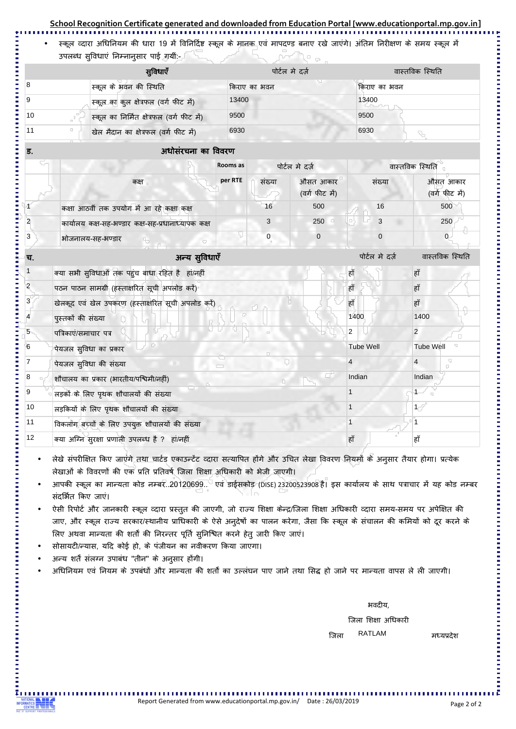- स्कूल व्दारा अधिनियम की धारा 19 में विनिर्दिष्ट स्कूल के मानक एवं मापदण्ड बनाए रखे जाएंगे। अंतिम निरीक्षण के समय स्कूल में उपलब्ध सुविधाएं निम्नानुसार पाई गयीं:-

| | सुविधाएँ | पोर्टल मे दर्ज़ | वास्तविक स्थिति |
|---|---|---|---|
| 8 | स्कूल के भवन की स्थिति | किराए का भवन | किराए का भवन |
| 9 | स्कूल का कुल क्षेत्रफल (वर्ग फीट में) | 13400 | 13400 |
| 10 | स्कूल का निर्मित क्षेत्रफल (वर्ग फीट में) | 9500 | 9500 |
| 11 | खेल मैदान का क्षेत्रफल (वर्ग फीट में) | 6930 | 6930 |

| ड. | अधोसंरचना का विवरण | | | | | |
|---|---|---|---|---|---|---|
| | कक्ष | Rooms as per RTE | पोर्टल मे दर्ज़ | | वास्तविक स्थिति | |
| | | | संख्या | औसत आकार (वर्ग फीट में) | संख्या | औसत आकार (वर्ग फीट में) |
| 1 | कक्षा आठवीं तक उपयोग में आ रहे कक्षा कक्ष | | 16 | 500 | 16 | 500 |
| 2 | कार्यालय कक्ष-सह-भण्डार कक्ष-सह-प्रधानाध्यापक कक्ष | | 3 | 250 | 3 | 250 |
| 3 | भोजनालय-सह-भण्डार | | 0 | 0 | 0 | 0 |

| च. | अन्य सुविधाएँ | पोर्टल मे दर्ज़ | वास्तविक स्थिति |
|---|---|---|---|
| 1 | क्या सभी सुविधाओं तक पहुंच बाधा रहित है हां/नहीं | हाँ | हाँ |
| 2 | पठन पाठन सामग्री (हस्ताक्षरित सूची अपलोड करें) | हाँ | हाँ |
| 3 | खेलकूद एवं खेल उपकरण (हस्ताक्षरित सूची अपलोड करें) | हाँ | हाँ |
| 4 | पुस्तकों की संख्या | 1400 | 1400 |
| 5 | पत्रिकाएं/समाचार पत्र | 2 | 2 |
| 6 | पेयजल सुविधा का प्रकार | Tube Well | Tube Well |
| 7 | पेयजल सुविधा की संख्या | 4 | 4 |
| 8 | शौचालय का प्रकार (भारतीय/पश्चिमी/नहीं) | Indian | Indian |
| 9 | लड़कों के लिए पृथक शौचालयों की संख्या | 1 | 1 |
| 10 | लड़कियों के लिए पृथक शौचालयों की संख्या | 1 | 1 |
| 11 | विकलांग बच्चों के लिए उपयुक्त शौचालयों की संख्या | 1 | 1 |
| 12 | क्या अग्नि सुरक्षा प्रणाली उपलब्ध है ? हां/नहीं | हाँ | हाँ |

- लेखे संपरीक्षित किए जाएंगे तथा चार्टड एकाउन्टेंट व्दारा सत्यापित होंगे और उचित लेखा विवरण नियमों के अनुसार तैयार होगा। प्रत्येक लेखाओं के विवरणों की एक प्रति प्रतिवर्ष जिला शिक्षा अधिकारी को भेजी जाएगी।
- आपकी स्कूल का मान्यता कोड नम्बर..20120699.. एवं डाईसकोड (DISE) 23200523908 है। इस कार्यालय के साथ पत्राचार में यह कोड नम्बर संदर्भित किए जाएं।
- ऐसी रिपोर्ट और जानकारी स्कूल व्दारा प्रस्तुत की जाएगी, जो राज्य शिक्षा केन्द्र/जिला शिक्षा अधिकारी व्दारा समय-समय पर अपेक्षित की जाए, और स्कूल राज्य सरकार/स्थानीय प्राधिकारी के ऐसे अनुदेषों का पालन करेगा, जैसा कि स्कूल के संचालन की कमियों को दूर करने के लिए अथवा मान्यता की शर्तों की निरन्तर पूर्ति सुनिश्चित करने हेतु जारी किए जाएं।
- सोसायटी/न्यास, यदि कोई हो, के पंजीयन का नवीकरण किया जाएगा।
- अन्य शर्तें संलग्न उपाबंध "तीन" के अनुसार होंगी।
- अधिनियम एवं नियम के उपबंधों और मान्यता की शर्तों का उल्लंघन पाए जाने तथा सिद्ध हो जाने पर मान्यता वापस ले ली जाएगी।

भवदीय,

जिला शिक्षा अधिकारी

जिला RATLAM मध्यप्रदेश